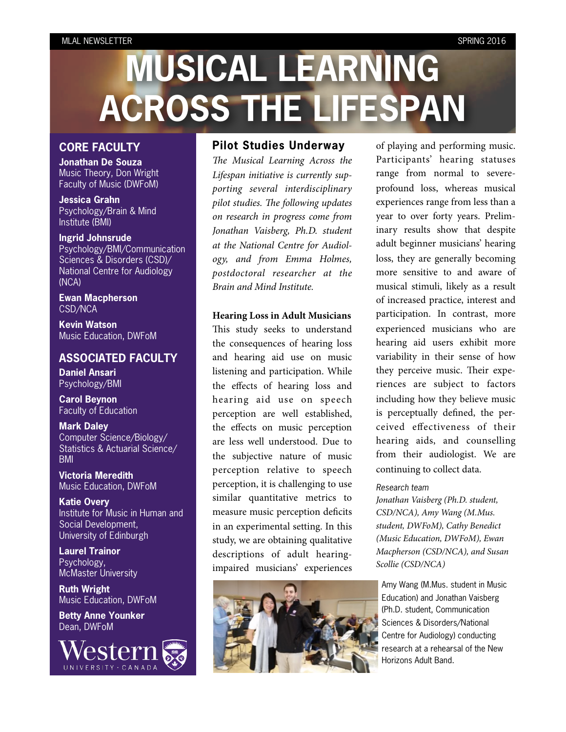# MUSICAL LEARNING ACROSS THE LIFESPAN

## CORE FACULTY

**Jonathan De Souza**
Music Theory, Don Wright Faculty of Music (DWFoM)

**Jessica Grahn**
Psychology/Brain & Mind Institute (BMI)

**Ingrid Johnsrude**
Psychology/BMI/Communication Sciences & Disorders (CSD)/ National Centre for Audiology (NCA)

**Ewan Macpherson**
CSD/NCA

**Kevin Watson**
Music Education, DWFoM

## ASSOCIATED FACULTY

**Daniel Ansari**
Psychology/BMI

**Carol Beynon**
Faculty of Education

**Mark Daley**
Computer Science/Biology/ Statistics & Actuarial Science/ BMI

**Victoria Meredith**
Music Education, DWFoM

**Katie Overy**
Institute for Music in Human and Social Development, University of Edinburgh

**Laurel Trainor**
Psychology, McMaster University

**Ruth Wright**
Music Education, DWFoM

**Betty Anne Younker**
Dean, DWFoM

Western UNIVERSITY · CANADA

## Pilot Studies Underway

*The Musical Learning Across the Lifespan initiative is currently supporting several interdisciplinary pilot studies. The following updates on research in progress come from Jonathan Vaisberg, Ph.D. student at the National Centre for Audiology, and from Emma Holmes, postdoctoral researcher at the Brain and Mind Institute.*

### Hearing Loss in Adult Musicians

This study seeks to understand the consequences of hearing loss and hearing aid use on music listening and participation. While the effects of hearing loss and hearing aid use on speech perception are well established, the effects on music perception are less well understood. Due to the subjective nature of music perception relative to speech perception, it is challenging to use similar quantitative metrics to measure music perception deficits in an experimental setting. In this study, we are obtaining qualitative descriptions of adult hearing-impaired musicians' experiences of playing and performing music. Participants' hearing statuses range from normal to severe-profound loss, whereas musical experiences range from less than a year to over forty years. Preliminary results show that despite adult beginner musicians' hearing loss, they are generally becoming more sensitive to and aware of musical stimuli, likely as a result of increased practice, interest and participation. In contrast, more experienced musicians who are hearing aid users exhibit more variability in their sense of how they perceive music. Their experiences are subject to factors including how they believe music is perceptually defined, the perceived effectiveness of their hearing aids, and counselling from their audiologist. We are continuing to collect data.

Research team
*Jonathan Vaisberg (Ph.D. student, CSD/NCA), Amy Wang (M.Mus. student, DWFoM), Cathy Benedict (Music Education, DWFoM), Ewan Macpherson (CSD/NCA), and Susan Scollie (CSD/NCA)*

Amy Wang (M.Mus. student in Music Education) and Jonathan Vaisberg (Ph.D. student, Communication Sciences & Disorders/National Centre for Audiology) conducting research at a rehearsal of the New Horizons Adult Band.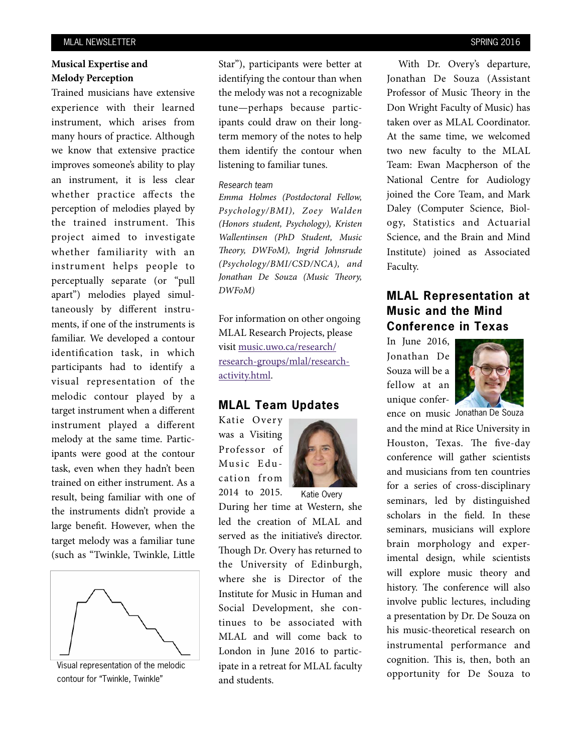### Musical Expertise and Melody Perception

Trained musicians have extensive experience with their learned instrument, which arises from many hours of practice. Although we know that extensive practice improves someone's ability to play an instrument, it is less clear whether practice affects the perception of melodies played by the trained instrument. This project aimed to investigate whether familiarity with an instrument helps people to perceptually separate (or "pull apart") melodies played simultaneously by different instruments, if one of the instruments is familiar. We developed a contour identification task, in which participants had to identify a visual representation of the melodic contour played by a target instrument when a different instrument played a different melody at the same time. Participants were good at the contour task, even when they hadn't been trained on either instrument. As a result, being familiar with one of the instruments didn't provide a large benefit. However, when the target melody was a familiar tune (such as "Twinkle, Twinkle, Little Star"), participants were better at identifying the contour than when the melody was not a recognizable tune—perhaps because participants could draw on their long-term memory of the notes to help them identify the contour when listening to familiar tunes.

Visual representation of the melodic contour for "Twinkle, Twinkle"

*Research team*

*Emma Holmes (Postdoctoral Fellow, Psychology/BMI), Zoey Walden (Honors student, Psychology), Kristen Wallentinsen (PhD Student, Music Theory, DWFoM), Ingrid Johnsrude (Psychology/BMI/CSD/NCA), and Jonathan De Souza (Music Theory, DWFoM)*

For information on other ongoing MLAL Research Projects, please visit [music.uwo.ca/research/research-groups/mlal/research-activity.html](music.uwo.ca/research/research-groups/mlal/research-activity.html).

## MLAL Team Updates

Katie Overy was a Visiting Professor of Music Education from 2014 to 2015. During her time at Western, she led the creation of MLAL and served as the initiative's director. Though Dr. Overy has returned to the University of Edinburgh, where she is Director of the Institute for Music in Human and Social Development, she continues to be associated with MLAL and will come back to London in June 2016 to participate in a retreat for MLAL faculty and students.

Katie Overy

With Dr. Overy's departure, Jonathan De Souza (Assistant Professor of Music Theory in the Don Wright Faculty of Music) has taken over as MLAL Coordinator. At the same time, we welcomed two new faculty to the MLAL Team: Ewan Macpherson of the National Centre for Audiology joined the Core Team, and Mark Daley (Computer Science, Biology, Statistics and Actuarial Science, and the Brain and Mind Institute) joined as Associated Faculty.

## MLAL Representation at Music and the Mind Conference in Texas

In June 2016, Jonathan De Souza will be a fellow at an unique conference on music and the mind at Rice University in Houston, Texas. The five-day conference will gather scientists and musicians from ten countries for a series of cross-disciplinary seminars, led by distinguished scholars in the field. In these seminars, musicians will explore brain morphology and experimental design, while scientists will explore music theory and history. The conference will also involve public lectures, including a presentation by Dr. De Souza on his music-theoretical research on instrumental performance and cognition. This is, then, both an opportunity for De Souza to

Jonathan De Souza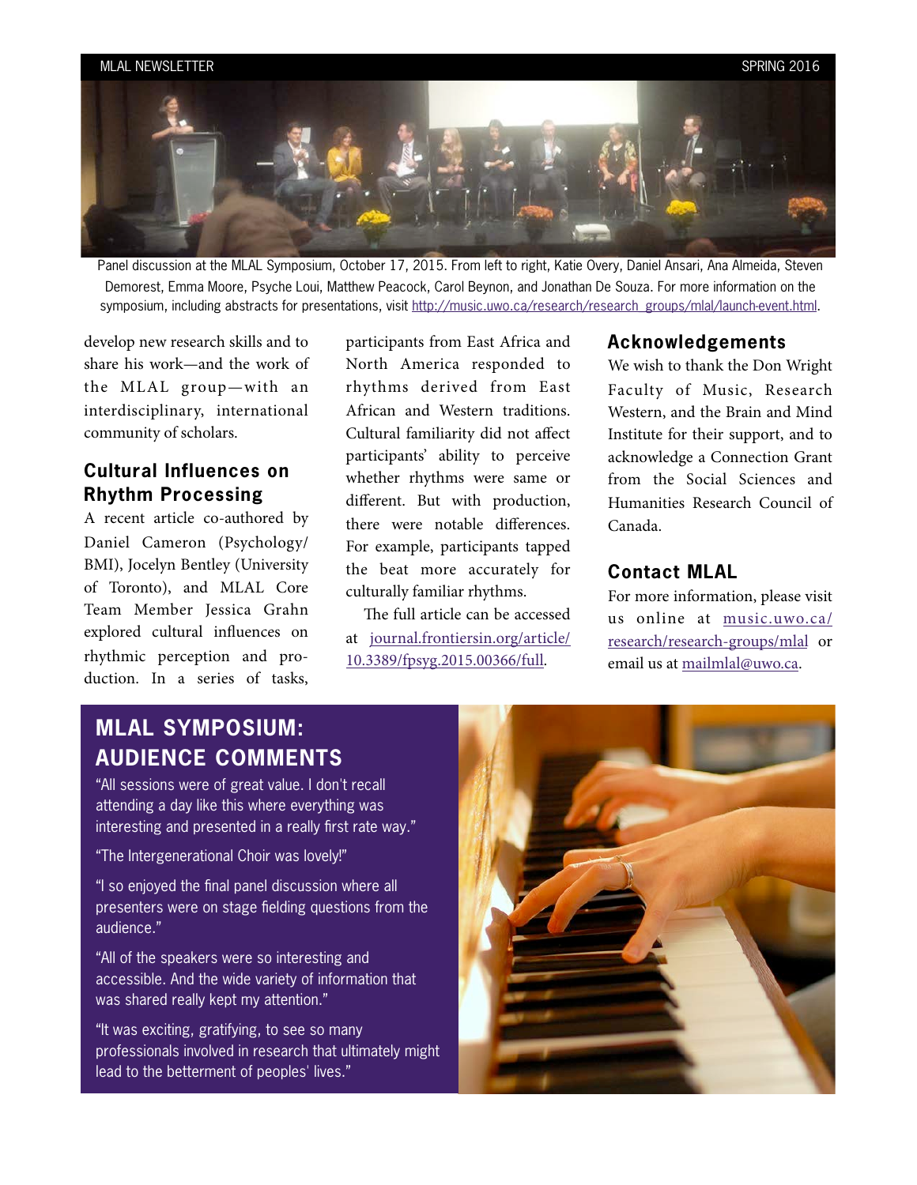Panel discussion at the MLAL Symposium, October 17, 2015. From left to right, Katie Overy, Daniel Ansari, Ana Almeida, Steven Demorest, Emma Moore, Psyche Loui, Matthew Peacock, Carol Beynon, and Jonathan De Souza. For more information on the symposium, including abstracts for presentations, visit http://music.uwo.ca/research/research_groups/mlal/launch-event.html.

develop new research skills and to share his work—and the work of the MLAL group—with an interdisciplinary, international community of scholars.

## Cultural Influences on Rhythm Processing

A recent article co-authored by Daniel Cameron (Psychology/BMI), Jocelyn Bentley (University of Toronto), and MLAL Core Team Member Jessica Grahn explored cultural influences on rhythmic perception and production. In a series of tasks, participants from East Africa and North America responded to rhythms derived from East African and Western traditions. Cultural familiarity did not affect participants' ability to perceive whether rhythms were same or different. But with production, there were notable differences. For example, participants tapped the beat more accurately for culturally familiar rhythms.

The full article can be accessed at journal.frontiersin.org/article/10.3389/fpsyg.2015.00366/full.

## Acknowledgements

We wish to thank the Don Wright Faculty of Music, Research Western, and the Brain and Mind Institute for their support, and to acknowledge a Connection Grant from the Social Sciences and Humanities Research Council of Canada.

## Contact MLAL

For more information, please visit us online at music.uwo.ca/research/research-groups/mlal or email us at mailmlal@uwo.ca.

## MLAL SYMPOSIUM: AUDIENCE COMMENTS

"All sessions were of great value. I don't recall attending a day like this where everything was interesting and presented in a really first rate way."

"The Intergenerational Choir was lovely!"

"I so enjoyed the final panel discussion where all presenters were on stage fielding questions from the audience."

"All of the speakers were so interesting and accessible. And the wide variety of information that was shared really kept my attention."

"It was exciting, gratifying, to see so many professionals involved in research that ultimately might lead to the betterment of peoples' lives."